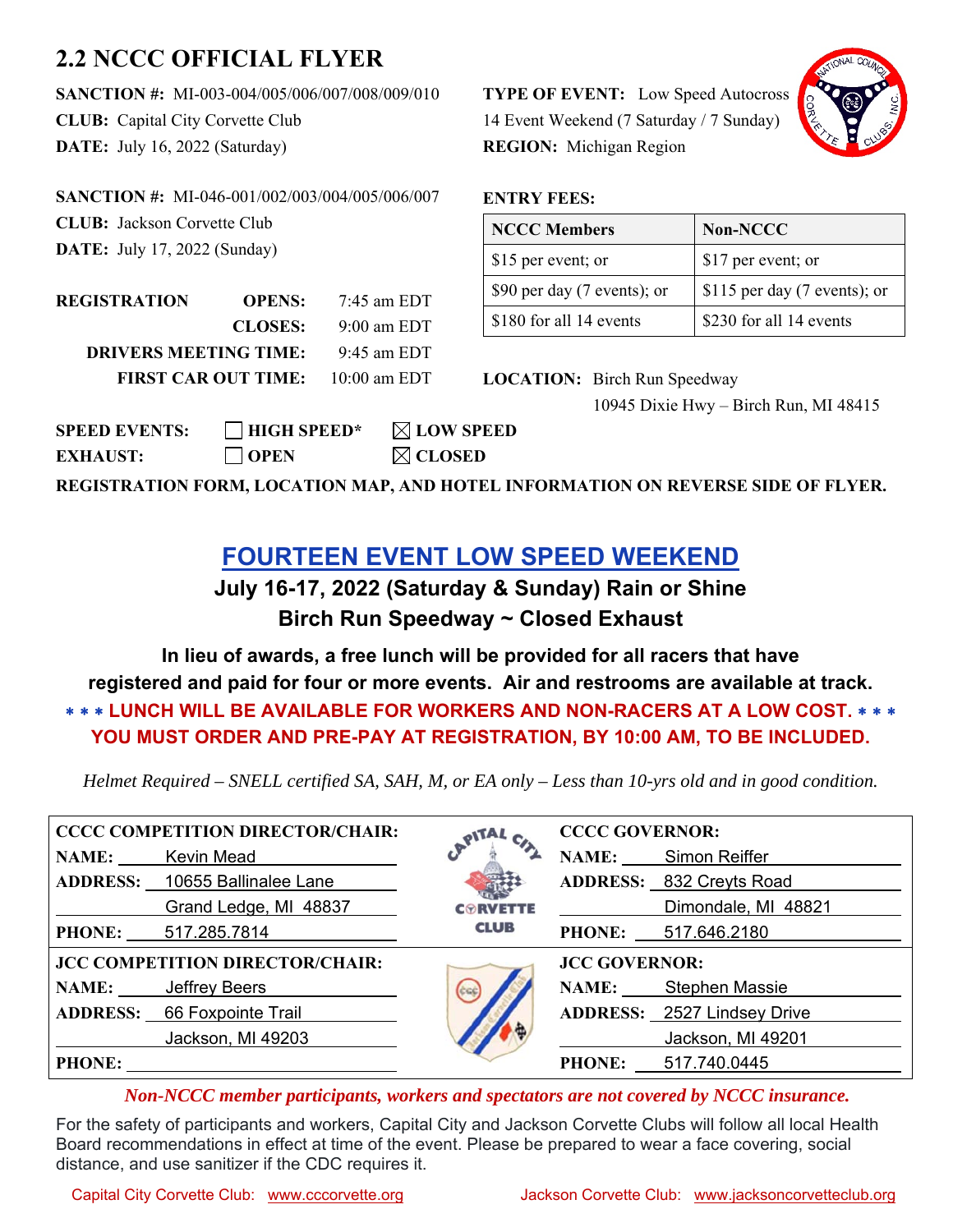# 2.2 NCCC OFFICIAL FLYER

**SANCTION #:** MI-003-004/005/006/007/008/009/010
**CLUB:** Capital City Corvette Club
**DATE:** July 16, 2022 (Saturday)

**TYPE OF EVENT:** Low Speed Autocross
14 Event Weekend (7 Saturday / 7 Sunday)
**REGION:** Michigan Region

**SANCTION #:** MI-046-001/002/003/004/005/006/007
**CLUB:** Jackson Corvette Club
**DATE:** July 17, 2022 (Sunday)

**ENTRY FEES:**

| NCCC Members | Non-NCCC |
|---|---|
| $15 per event; or | $17 per event; or |
| $90 per day (7 events); or | $115 per day (7 events); or |
| $180 for all 14 events | $230 for all 14 events |

| | | |
|---|---|---|
| **REGISTRATION** | **OPENS:** | 7:45 am EDT |
| | **CLOSES:** | 9:00 am EDT |
| **DRIVERS MEETING TIME:** | | 9:45 am EDT |
| **FIRST CAR OUT TIME:** | | 10:00 am EDT |

**LOCATION:** Birch Run Speedway
10945 Dixie Hwy – Birch Run, MI 48415

**SPEED EVENTS:** ☐ **HIGH SPEED*** ☒ **LOW SPEED**
**EXHAUST:** ☐ **OPEN** ☒ **CLOSED**

**REGISTRATION FORM, LOCATION MAP, AND HOTEL INFORMATION ON REVERSE SIDE OF FLYER.**

## FOURTEEN EVENT LOW SPEED WEEKEND

**July 16-17, 2022 (Saturday & Sunday) Rain or Shine**
**Birch Run Speedway ~ Closed Exhaust**

**In lieu of awards, a free lunch will be provided for all racers that have registered and paid for four or more events. Air and restrooms are available at track.**

**\*\*\* LUNCH WILL BE AVAILABLE FOR WORKERS AND NON-RACERS AT A LOW COST. \*\*\***
**YOU MUST ORDER AND PRE-PAY AT REGISTRATION, BY 10:00 AM, TO BE INCLUDED.**

*Helmet Required – SNELL certified SA, SAH, M, or EA only – Less than 10-yrs old and in good condition.*

| **CCCC COMPETITION DIRECTOR/CHAIR:** | **CCCC GOVERNOR:** |
|---|---|
| **NAME:** Kevin Mead | **NAME:** Simon Reiffer |
| **ADDRESS:** 10655 Ballinalee Lane, Grand Ledge, MI 48837 | **ADDRESS:** 832 Creyts Road, Dimondale, MI 48821 |
| **PHONE:** 517.285.7814 | **PHONE:** 517.646.2180 |
| **JCC COMPETITION DIRECTOR/CHAIR:** | **JCC GOVERNOR:** |
| **NAME:** Jeffrey Beers | **NAME:** Stephen Massie |
| **ADDRESS:** 66 Foxpointe Trail, Jackson, MI 49203 | **ADDRESS:** 2527 Lindsey Drive, Jackson, MI 49201 |
| **PHONE:** | **PHONE:** 517.740.0445 |

*Non-NCCC member participants, workers and spectators are not covered by NCCC insurance.*

For the safety of participants and workers, Capital City and Jackson Corvette Clubs will follow all local Health Board recommendations in effect at time of the event. Please be prepared to wear a face covering, social distance, and use sanitizer if the CDC requires it.

Capital City Corvette Club: www.cccorvette.org Jackson Corvette Club: www.jacksoncorvetteclub.org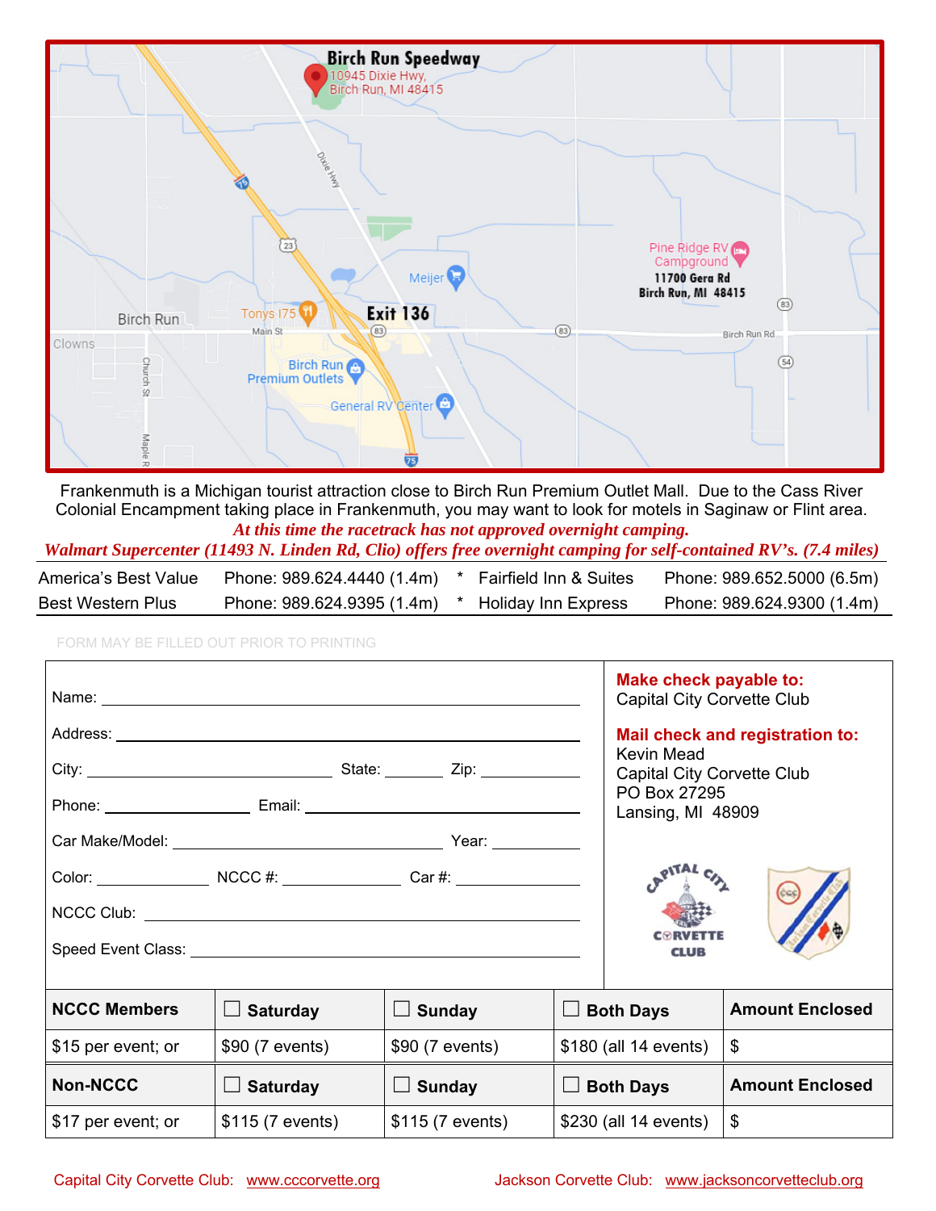Birch Run Speedway
10945 Dixie Hwy,
Birch Run, MI 48415

Pine Ridge RV Campground
11700 Gera Rd
Birch Run, MI 48415

Exit 136

Frankenmuth is a Michigan tourist attraction close to Birch Run Premium Outlet Mall. Due to the Cass River Colonial Encampment taking place in Frankenmuth, you may want to look for motels in Saginaw or Flint area.

***At this time the racetrack has not approved overnight camping.***

***Walmart Supercenter (11493 N. Linden Rd, Clio) offers free overnight camping for self-contained RV's. (7.4 miles)***

| | | | | |
|---|---|---|---|---|
| America's Best Value | Phone: 989.624.4440 (1.4m) | * | Fairfield Inn & Suites | Phone: 989.652.5000 (6.5m) |
| Best Western Plus | Phone: 989.624.9395 (1.4m) | * | Holiday Inn Express | Phone: 989.624.9300 (1.4m) |

FORM MAY BE FILLED OUT PRIOR TO PRINTING

Name: ______________________________

Address: ______________________________

City: ____________________ State: ________ Zip: __________

Phone: ______________ Email: ____________________

Car Make/Model: ____________________ Year: __________

Color: __________ NCCC #: __________ Car #: __________

NCCC Club: ______________________________

Speed Event Class: ______________________________

**Make check payable to:**
Capital City Corvette Club

**Mail check and registration to:**
Kevin Mead
Capital City Corvette Club
PO Box 27295
Lansing, MI 48909

| **NCCC Members** | ☐ **Saturday** | ☐ **Sunday** | ☐ **Both Days** | **Amount Enclosed** |
|---|---|---|---|---|
| $15 per event; or | $90 (7 events) | $90 (7 events) | $180 (all 14 events) | $ |
| **Non-NCCC** | ☐ **Saturday** | ☐ **Sunday** | ☐ **Both Days** | **Amount Enclosed** |
| $17 per event; or | $115 (7 events) | $115 (7 events) | $230 (all 14 events) | $ |

Capital City Corvette Club: www.cccorvette.org

Jackson Corvette Club: www.jacksoncorvetteclub.org